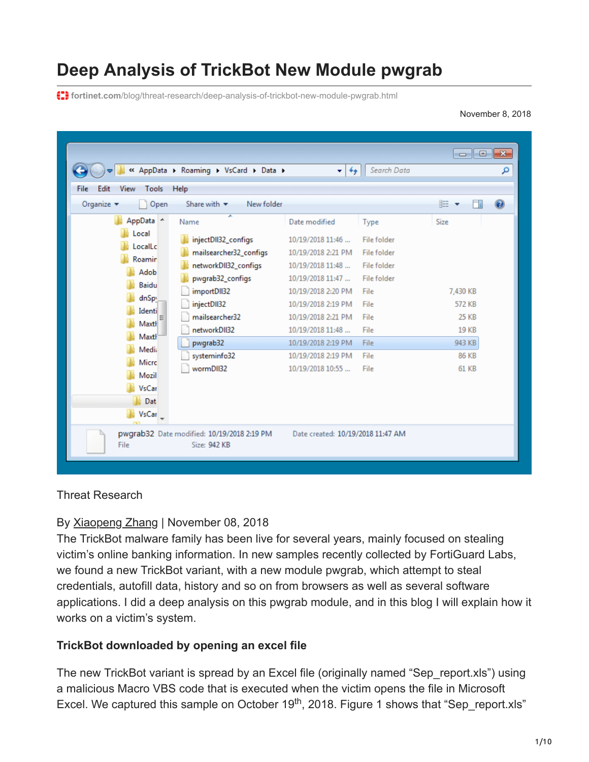# Deep Analysis of TrickBot New Module pwgrab

fortinet.com/blog/threat-research/deep-analysis-of-trickbot-new-module-pwgrab.html

November 8, 2018

Threat Research

By Xiaopeng Zhang | November 08, 2018

The TrickBot malware family has been live for several years, mainly focused on stealing victim's online banking information. In new samples recently collected by FortiGuard Labs, we found a new TrickBot variant, with a new module pwgrab, which attempt to steal credentials, autofill data, history and so on from browsers as well as several software applications. I did a deep analysis on this pwgrab module, and in this blog I will explain how it works on a victim's system.

### TrickBot downloaded by opening an excel file

The new TrickBot variant is spread by an Excel file (originally named "Sep_report.xls") using a malicious Macro VBS code that is executed when the victim opens the file in Microsoft Excel. We captured this sample on October 19th, 2018. Figure 1 shows that "Sep_report.xls"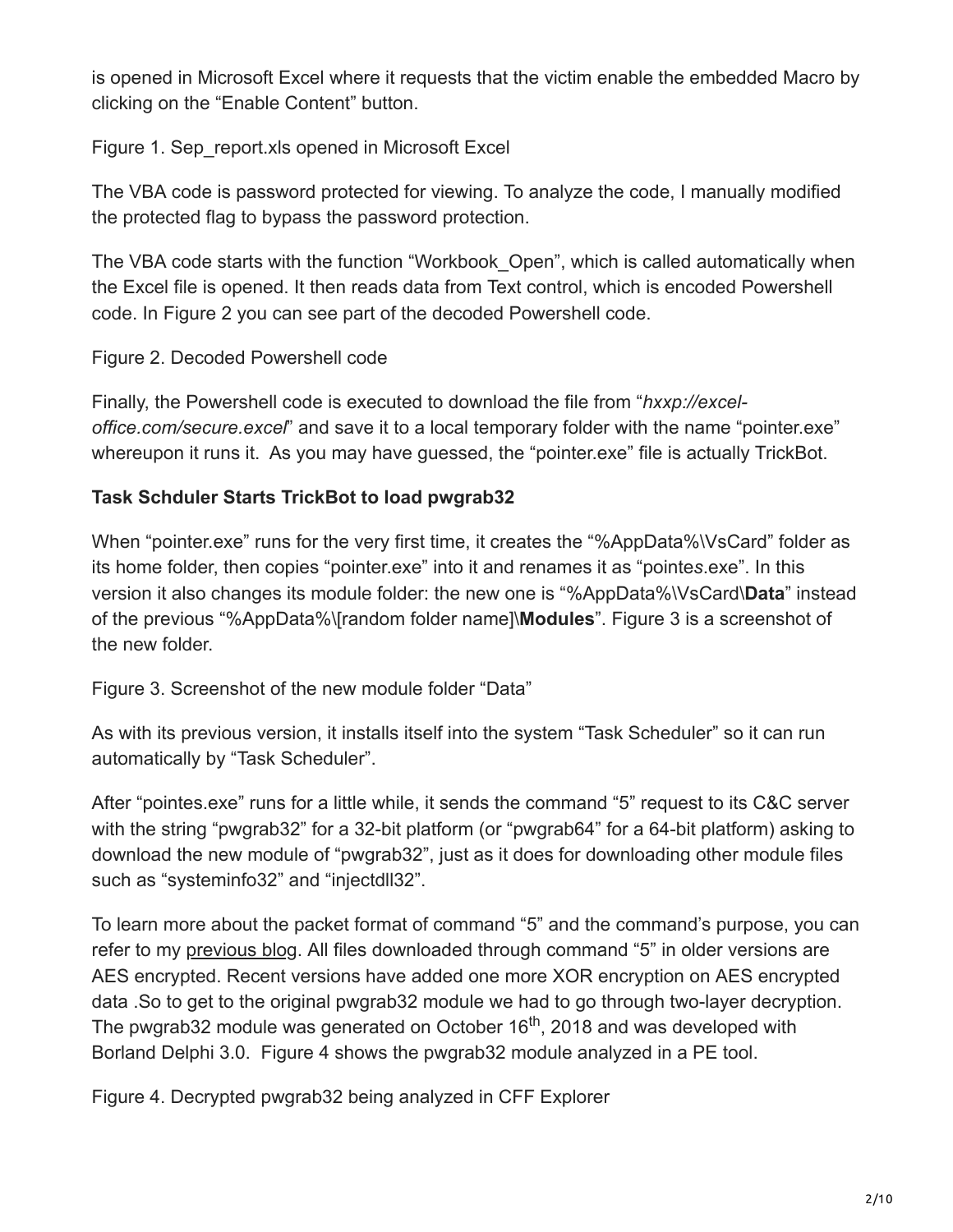is opened in Microsoft Excel where it requests that the victim enable the embedded Macro by clicking on the "Enable Content" button.

Figure 1. Sep_report.xls opened in Microsoft Excel

The VBA code is password protected for viewing. To analyze the code, I manually modified the protected flag to bypass the password protection.

The VBA code starts with the function "Workbook_Open", which is called automatically when the Excel file is opened. It then reads data from Text control, which is encoded Powershell code. In Figure 2 you can see part of the decoded Powershell code.

Figure 2. Decoded Powershell code

Finally, the Powershell code is executed to download the file from "*hxxp://excel-office.com/secure.excel*" and save it to a local temporary folder with the name "pointer.exe" whereupon it runs it. As you may have guessed, the "pointer.exe" file is actually TrickBot.

**Task Schduler Starts TrickBot to load pwgrab32**

When "pointer.exe" runs for the very first time, it creates the "%AppData%\VsCard" folder as its home folder, then copies "pointer.exe" into it and renames it as "pointe*s*.exe". In this version it also changes its module folder: the new one is "%AppData%\VsCard\**Data**" instead of the previous "%AppData%\[random folder name]\**Modules**". Figure 3 is a screenshot of the new folder.

Figure 3. Screenshot of the new module folder "Data"

As with its previous version, it installs itself into the system "Task Scheduler" so it can run automatically by "Task Scheduler".

After "pointes.exe" runs for a little while, it sends the command "5" request to its C&C server with the string "pwgrab32" for a 32-bit platform (or "pwgrab64" for a 64-bit platform) asking to download the new module of "pwgrab32", just as it does for downloading other module files such as "systeminfo32" and "injectdll32".

To learn more about the packet format of command "5" and the command's purpose, you can refer to my previous blog. All files downloaded through command "5" in older versions are AES encrypted. Recent versions have added one more XOR encryption on AES encrypted data .So to get to the original pwgrab32 module we had to go through two-layer decryption. The pwgrab32 module was generated on October 16th, 2018 and was developed with Borland Delphi 3.0. Figure 4 shows the pwgrab32 module analyzed in a PE tool.

Figure 4. Decrypted pwgrab32 being analyzed in CFF Explorer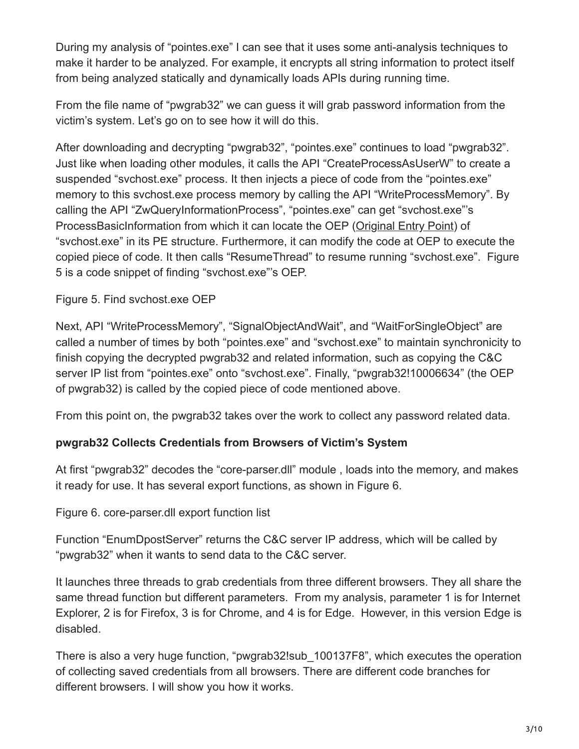During my analysis of “pointes.exe” I can see that it uses some anti-analysis techniques to make it harder to be analyzed. For example, it encrypts all string information to protect itself from being analyzed statically and dynamically loads APIs during running time.

From the file name of “pwgrab32” we can guess it will grab password information from the victim’s system. Let’s go on to see how it will do this.

After downloading and decrypting “pwgrab32”, “pointes.exe” continues to load “pwgrab32”. Just like when loading other modules, it calls the API “CreateProcessAsUserW” to create a suspended “svchost.exe” process. It then injects a piece of code from the “pointes.exe” memory to this svchost.exe process memory by calling the API “WriteProcessMemory”. By calling the API “ZwQueryInformationProcess”, “pointes.exe” can get “svchost.exe”’s ProcessBasicInformation from which it can locate the OEP (Original Entry Point) of “svchost.exe” in its PE structure. Furthermore, it can modify the code at OEP to execute the copied piece of code. It then calls “ResumeThread” to resume running “svchost.exe”. Figure 5 is a code snippet of finding “svchost.exe”’s OEP.

Figure 5. Find svchost.exe OEP

Next, API “WriteProcessMemory”, “SignalObjectAndWait”, and “WaitForSingleObject” are called a number of times by both “pointes.exe” and “svchost.exe” to maintain synchronicity to finish copying the decrypted pwgrab32 and related information, such as copying the C&C server IP list from “pointes.exe” onto “svchost.exe”. Finally, “pwgrab32!10006634” (the OEP of pwgrab32) is called by the copied piece of code mentioned above.

From this point on, the pwgrab32 takes over the work to collect any password related data.

**pwgrab32 Collects Credentials from Browsers of Victim’s System**

At first “pwgrab32” decodes the “core-parser.dll” module , loads into the memory, and makes it ready for use. It has several export functions, as shown in Figure 6.

Figure 6. core-parser.dll export function list

Function “EnumDpostServer” returns the C&C server IP address, which will be called by “pwgrab32” when it wants to send data to the C&C server.

It launches three threads to grab credentials from three different browsers. They all share the same thread function but different parameters. From my analysis, parameter 1 is for Internet Explorer, 2 is for Firefox, 3 is for Chrome, and 4 is for Edge. However, in this version Edge is disabled.

There is also a very huge function, “pwgrab32!sub_100137F8”, which executes the operation of collecting saved credentials from all browsers. There are different code branches for different browsers. I will show you how it works.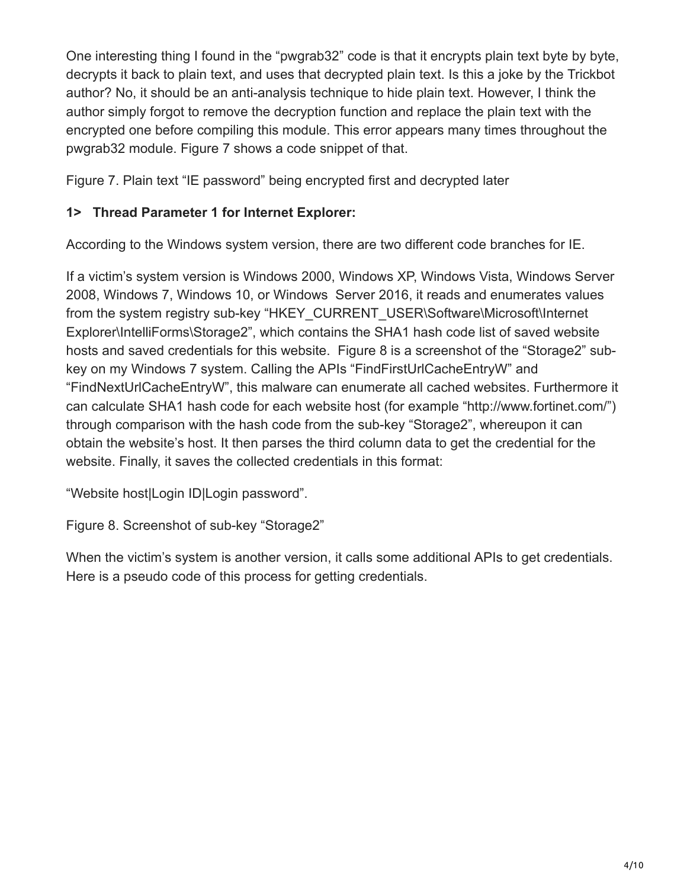One interesting thing I found in the "pwgrab32" code is that it encrypts plain text byte by byte, decrypts it back to plain text, and uses that decrypted plain text. Is this a joke by the Trickbot author? No, it should be an anti-analysis technique to hide plain text. However, I think the author simply forgot to remove the decryption function and replace the plain text with the encrypted one before compiling this module. This error appears many times throughout the pwgrab32 module. Figure 7 shows a code snippet of that.

Figure 7. Plain text "IE password" being encrypted first and decrypted later

**1> Thread Parameter 1 for Internet Explorer:**

According to the Windows system version, there are two different code branches for IE.

If a victim's system version is Windows 2000, Windows XP, Windows Vista, Windows Server 2008, Windows 7, Windows 10, or Windows Server 2016, it reads and enumerates values from the system registry sub-key "HKEY_CURRENT_USER\Software\Microsoft\Internet Explorer\IntelliForms\Storage2", which contains the SHA1 hash code list of saved website hosts and saved credentials for this website. Figure 8 is a screenshot of the "Storage2" sub-key on my Windows 7 system. Calling the APIs "FindFirstUrlCacheEntryW" and "FindNextUrlCacheEntryW", this malware can enumerate all cached websites. Furthermore it can calculate SHA1 hash code for each website host (for example "http://www.fortinet.com/") through comparison with the hash code from the sub-key "Storage2", whereupon it can obtain the website's host. It then parses the third column data to get the credential for the website. Finally, it saves the collected credentials in this format:

"Website host|Login ID|Login password".

Figure 8. Screenshot of sub-key "Storage2"

When the victim's system is another version, it calls some additional APIs to get credentials. Here is a pseudo code of this process for getting credentials.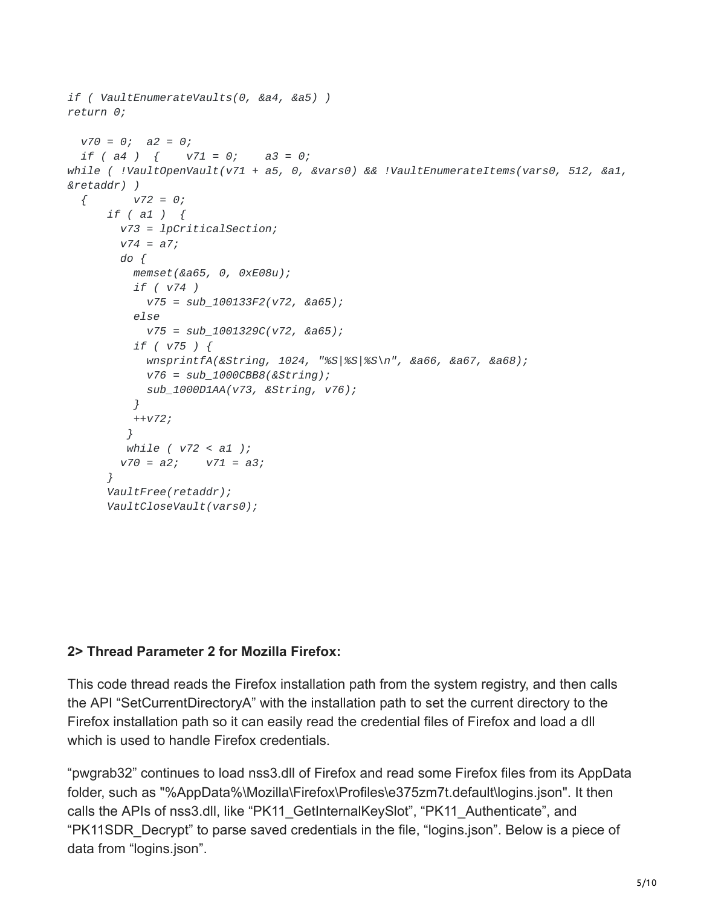```
if ( VaultEnumerateVaults(0, &a4, &a5) )
return 0;

  v70 = 0;  a2 = 0;
  if ( a4 )  {    v71 = 0;    a3 = 0;
while ( !VaultOpenVault(v71 + a5, 0, &vars0) && !VaultEnumerateItems(vars0, 512, &a1,
&retaddr) )
  {       v72 = 0;
      if ( a1 )  {
        v73 = lpCriticalSection;
        v74 = a7;
        do {
          memset(&a65, 0, 0xE08u);
          if ( v74 )
            v75 = sub_100133F2(v72, &a65);
          else
            v75 = sub_1001329C(v72, &a65);
          if ( v75 ) {
            wnsprintfA(&String, 1024, "%S|%S|%S\n", &a66, &a67, &a68);
            v76 = sub_1000CBB8(&String);
            sub_1000D1AA(v73, &String, v76);
          }
          ++v72;
         }
         while ( v72 < a1 );
        v70 = a2;    v71 = a3;
      }
      VaultFree(retaddr);
      VaultCloseVault(vars0);
```

**2> Thread Parameter 2 for Mozilla Firefox:**

This code thread reads the Firefox installation path from the system registry, and then calls the API "SetCurrentDirectoryA" with the installation path to set the current directory to the Firefox installation path so it can easily read the credential files of Firefox and load a dll which is used to handle Firefox credentials.

"pwgrab32" continues to load nss3.dll of Firefox and read some Firefox files from its AppData folder, such as "%AppData%\Mozilla\Firefox\Profiles\e375zm7t.default\logins.json". It then calls the APIs of nss3.dll, like "PK11_GetInternalKeySlot", "PK11_Authenticate", and "PK11SDR_Decrypt" to parse saved credentials in the file, "logins.json". Below is a piece of data from "logins.json".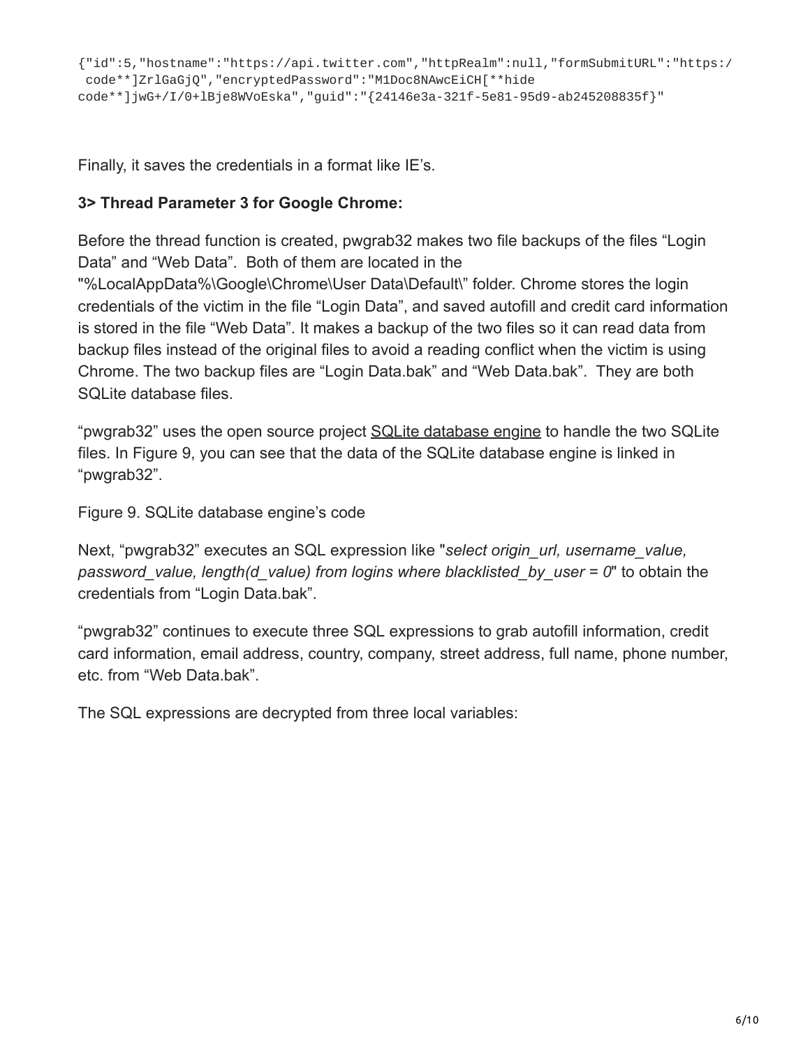```
{"id":5,"hostname":"https://api.twitter.com","httpRealm":null,"formSubmitURL":"https:/
 code**]ZrlGaGjQ","encryptedPassword":"M1Doc8NAwcEiCH[**hide
code**]jwG+/I/0+lBje8WVoEska","guid":"{24146e3a-321f-5e81-95d9-ab245208835f}"
```

Finally, it saves the credentials in a format like IE's.

**3> Thread Parameter 3 for Google Chrome:**

Before the thread function is created, pwgrab32 makes two file backups of the files "Login Data" and "Web Data". Both of them are located in the "%LocalAppData%\Google\Chrome\User Data\Default\" folder. Chrome stores the login credentials of the victim in the file "Login Data", and saved autofill and credit card information is stored in the file "Web Data". It makes a backup of the two files so it can read data from backup files instead of the original files to avoid a reading conflict when the victim is using Chrome. The two backup files are "Login Data.bak" and "Web Data.bak". They are both SQLite database files.

"pwgrab32" uses the open source project SQLite database engine to handle the two SQLite files. In Figure 9, you can see that the data of the SQLite database engine is linked in "pwgrab32".

Figure 9. SQLite database engine's code

Next, "pwgrab32" executes an SQL expression like "*select origin_url, username_value, password_value, length(d_value) from logins where blacklisted_by_user = 0*" to obtain the credentials from "Login Data.bak".

"pwgrab32" continues to execute three SQL expressions to grab autofill information, credit card information, email address, country, company, street address, full name, phone number, etc. from "Web Data.bak".

The SQL expressions are decrypted from three local variables: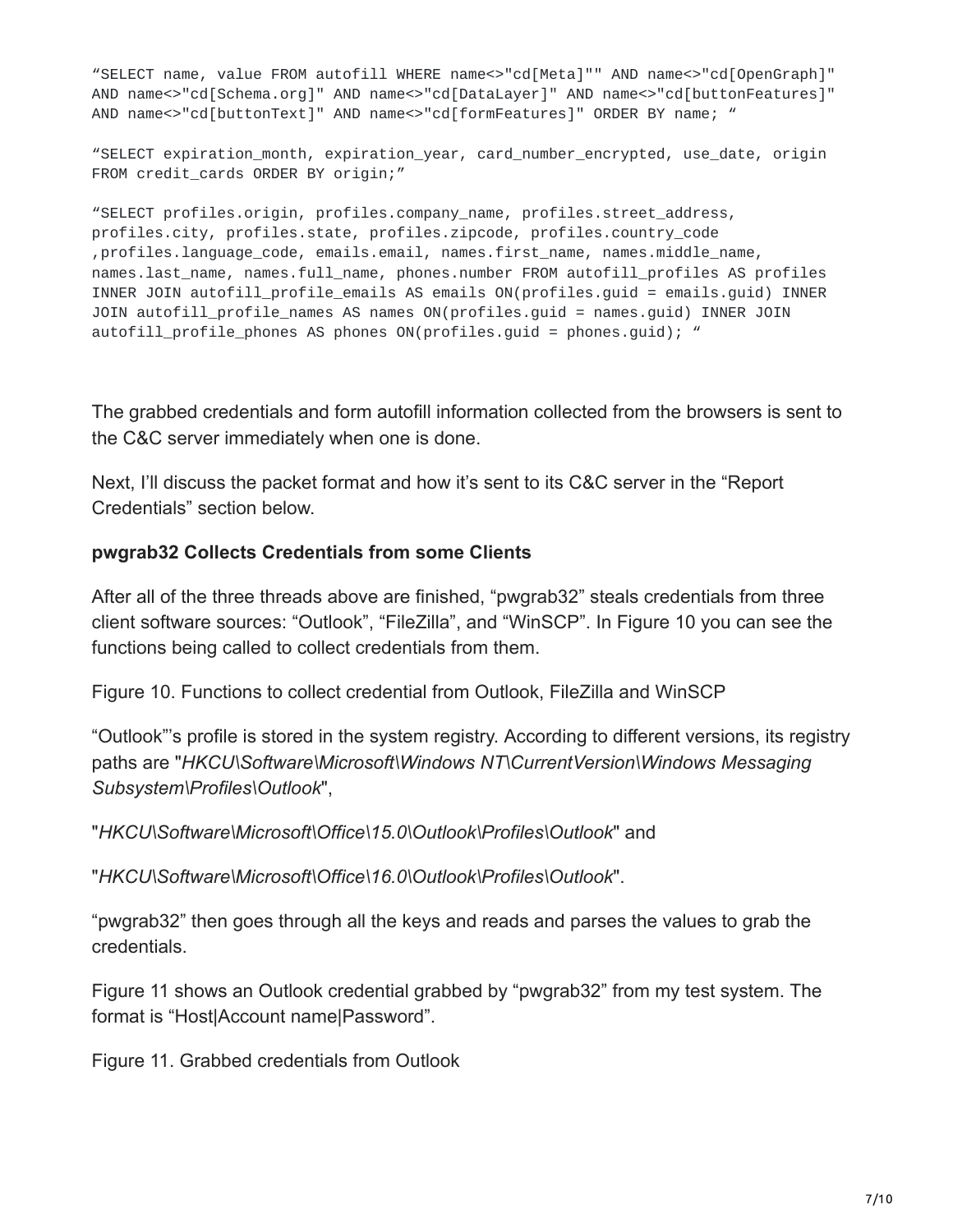```
“SELECT name, value FROM autofill WHERE name<>"cd[Meta]"" AND name<>"cd[OpenGraph]"
AND name<>"cd[Schema.org]" AND name<>"cd[DataLayer]" AND name<>"cd[buttonFeatures]"
AND name<>"cd[buttonText]" AND name<>"cd[formFeatures]" ORDER BY name; “

“SELECT expiration_month, expiration_year, card_number_encrypted, use_date, origin
FROM credit_cards ORDER BY origin;”

“SELECT profiles.origin, profiles.company_name, profiles.street_address,
profiles.city, profiles.state, profiles.zipcode, profiles.country_code
,profiles.language_code, emails.email, names.first_name, names.middle_name,
names.last_name, names.full_name, phones.number FROM autofill_profiles AS profiles
INNER JOIN autofill_profile_emails AS emails ON(profiles.guid = emails.guid) INNER
JOIN autofill_profile_names AS names ON(profiles.guid = names.guid) INNER JOIN
autofill_profile_phones AS phones ON(profiles.guid = phones.guid); “
```

The grabbed credentials and form autofill information collected from the browsers is sent to the C&C server immediately when one is done.

Next, I’ll discuss the packet format and how it’s sent to its C&C server in the “Report Credentials” section below.

**pwgrab32 Collects Credentials from some Clients**

After all of the three threads above are finished, “pwgrab32” steals credentials from three client software sources: “Outlook”, “FileZilla”, and “WinSCP”. In Figure 10 you can see the functions being called to collect credentials from them.

Figure 10. Functions to collect credential from Outlook, FileZilla and WinSCP

“Outlook”’s profile is stored in the system registry. According to different versions, its registry paths are "*HKCU\Software\Microsoft\Windows NT\CurrentVersion\Windows Messaging Subsystem\Profiles\Outlook*",

"*HKCU\Software\Microsoft\Office\15.0\Outlook\Profiles\Outlook*" and

"*HKCU\Software\Microsoft\Office\16.0\Outlook\Profiles\Outlook*".

“pwgrab32” then goes through all the keys and reads and parses the values to grab the credentials.

Figure 11 shows an Outlook credential grabbed by “pwgrab32” from my test system. The format is “Host|Account name|Password”.

Figure 11. Grabbed credentials from Outlook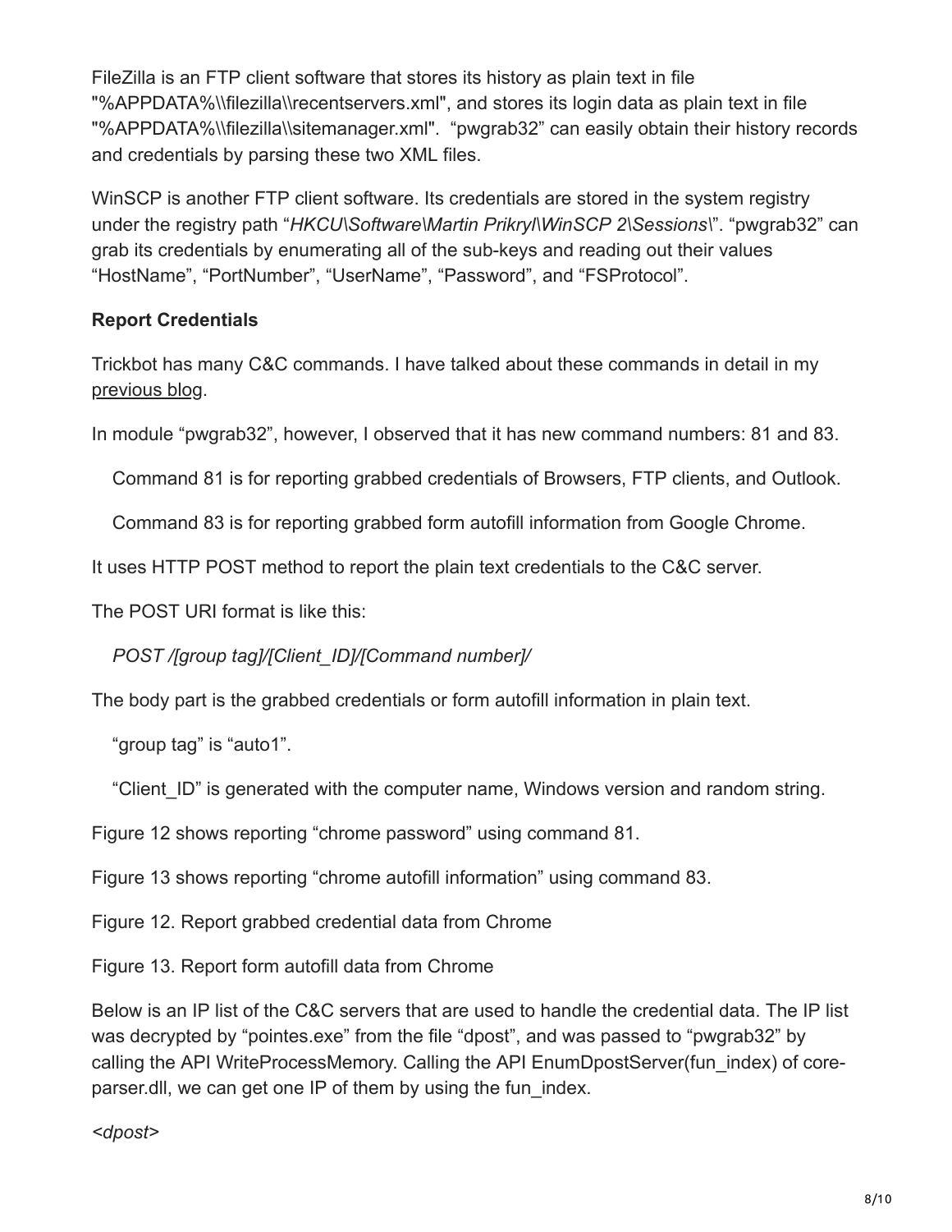FileZilla is an FTP client software that stores its history as plain text in file "%APPDATA%\\filezilla\\recentservers.xml", and stores its login data as plain text in file "%APPDATA%\\filezilla\\sitemanager.xml". "pwgrab32" can easily obtain their history records and credentials by parsing these two XML files.

WinSCP is another FTP client software. Its credentials are stored in the system registry under the registry path "*HKCU\Software\Martin Prikryl\WinSCP 2\Sessions\*". "pwgrab32" can grab its credentials by enumerating all of the sub-keys and reading out their values "HostName", "PortNumber", "UserName", "Password", and "FSProtocol".

**Report Credentials**

Trickbot has many C&C commands. I have talked about these commands in detail in my previous blog.

In module "pwgrab32", however, I observed that it has new command numbers: 81 and 83.

Command 81 is for reporting grabbed credentials of Browsers, FTP clients, and Outlook.

Command 83 is for reporting grabbed form autofill information from Google Chrome.

It uses HTTP POST method to report the plain text credentials to the C&C server.

The POST URI format is like this:

*POST /[group tag]/[Client_ID]/[Command number]/*

The body part is the grabbed credentials or form autofill information in plain text.

"group tag" is "auto1".

"Client_ID" is generated with the computer name, Windows version and random string.

Figure 12 shows reporting "chrome password" using command 81.

Figure 13 shows reporting "chrome autofill information" using command 83.

Figure 12. Report grabbed credential data from Chrome

Figure 13. Report form autofill data from Chrome

Below is an IP list of the C&C servers that are used to handle the credential data. The IP list was decrypted by "pointes.exe" from the file "dpost", and was passed to "pwgrab32" by calling the API WriteProcessMemory. Calling the API EnumDpostServer(fun_index) of core-parser.dll, we can get one IP of them by using the fun_index.

*<dpost>*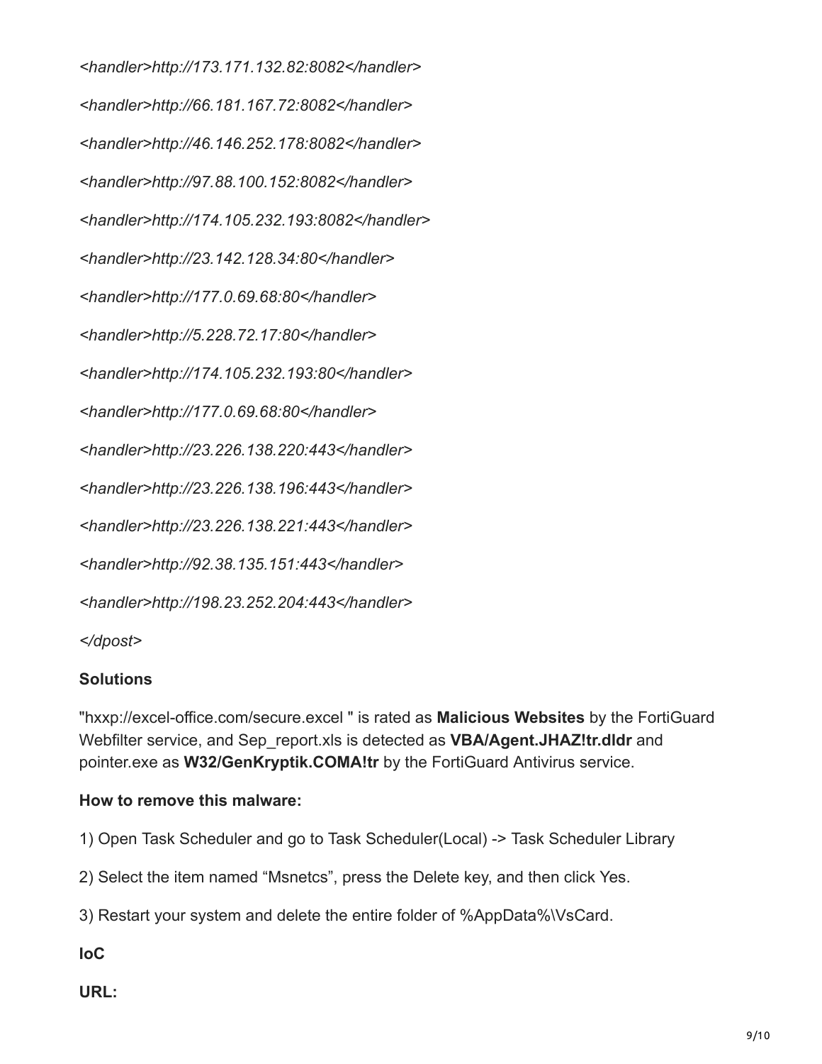*<handler>http://173.171.132.82:8082</handler>*

*<handler>http://66.181.167.72:8082</handler>*

*<handler>http://46.146.252.178:8082</handler>*

*<handler>http://97.88.100.152:8082</handler>*

*<handler>http://174.105.232.193:8082</handler>*

*<handler>http://23.142.128.34:80</handler>*

*<handler>http://177.0.69.68:80</handler>*

*<handler>http://5.228.72.17:80</handler>*

*<handler>http://174.105.232.193:80</handler>*

*<handler>http://177.0.69.68:80</handler>*

*<handler>http://23.226.138.220:443</handler>*

*<handler>http://23.226.138.196:443</handler>*

*<handler>http://23.226.138.221:443</handler>*

*<handler>http://92.38.135.151:443</handler>*

*<handler>http://198.23.252.204:443</handler>*

*</dpost>*

**Solutions**

"hxxp://excel-office.com/secure.excel " is rated as **Malicious Websites** by the FortiGuard Webfilter service, and Sep_report.xls is detected as **VBA/Agent.JHAZ!tr.dldr** and pointer.exe as **W32/GenKryptik.COMA!tr** by the FortiGuard Antivirus service.

**How to remove this malware:**

1) Open Task Scheduler and go to Task Scheduler(Local) -> Task Scheduler Library

2) Select the item named "Msnetcs", press the Delete key, and then click Yes.

3) Restart your system and delete the entire folder of %AppData%\VsCard.

**IoC**

**URL:**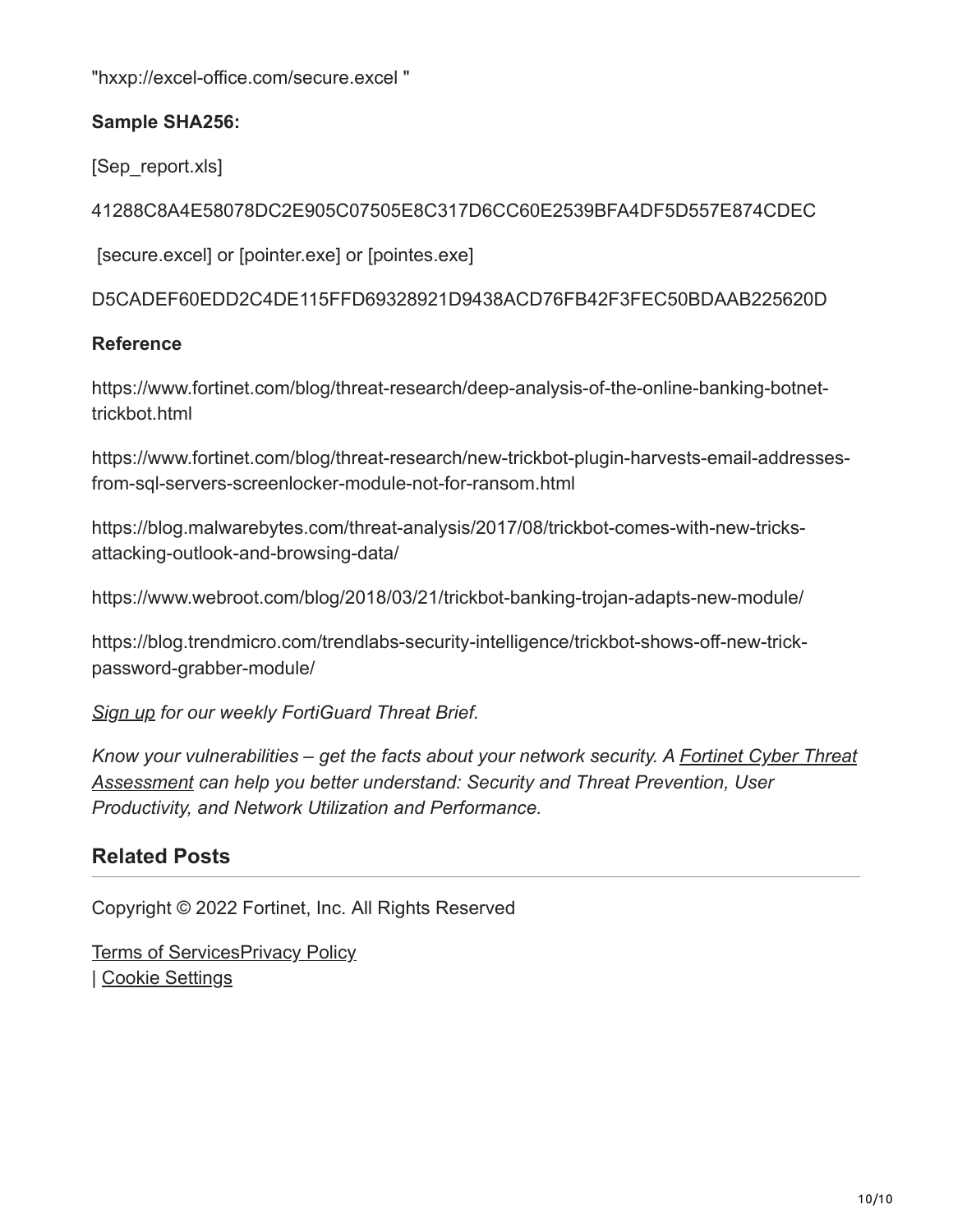"hxxp://excel-office.com/secure.excel "

**Sample SHA256:**

[Sep_report.xls]

41288C8A4E58078DC2E905C07505E8C317D6CC60E2539BFA4DF5D557E874CDEC

[secure.excel] or [pointer.exe] or [pointes.exe]

D5CADEF60EDD2C4DE115FFD69328921D9438ACD76FB42F3FEC50BDAAB225620D

**Reference**

https://www.fortinet.com/blog/threat-research/deep-analysis-of-the-online-banking-botnet-trickbot.html

https://www.fortinet.com/blog/threat-research/new-trickbot-plugin-harvests-email-addresses-from-sql-servers-screenlocker-module-not-for-ransom.html

https://blog.malwarebytes.com/threat-analysis/2017/08/trickbot-comes-with-new-tricks-attacking-outlook-and-browsing-data/

https://www.webroot.com/blog/2018/03/21/trickbot-banking-trojan-adapts-new-module/

https://blog.trendmicro.com/trendlabs-security-intelligence/trickbot-shows-off-new-trick-password-grabber-module/

*Sign up for our weekly FortiGuard Threat Brief.*

*Know your vulnerabilities – get the facts about your network security. A Fortinet Cyber Threat Assessment can help you better understand: Security and Threat Prevention, User Productivity, and Network Utilization and Performance.*

## Related Posts

Copyright © 2022 Fortinet, Inc. All Rights Reserved

Terms of ServicesPrivacy Policy
| Cookie Settings